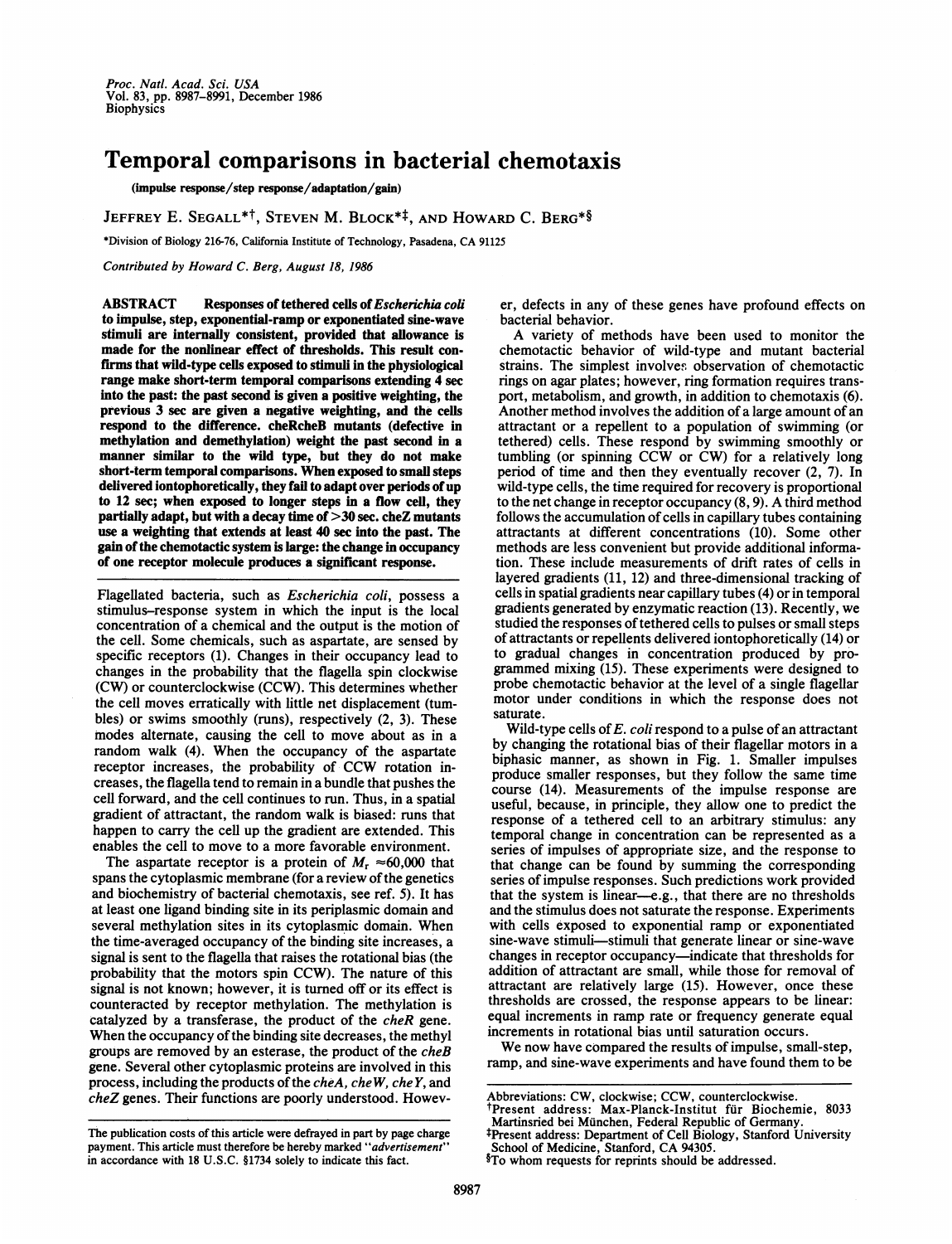# Temporal comparisons in bacterial chemotaxis

(impulse response/step response/adaptation/gain)

JEFFREY E. SEGALL*†, STEVEN M. BLOCK*‡, AND HOWARD C. BERG*§

*Division of Biology 216-76, California Institute of Technology, Pasadena, CA 91125

*Contributed by Howard C. Berg, August 18, 1986*

**ABSTRACT** **Responses of tethered cells of *Escherichia coli* to impulse, step, exponential-ramp or exponentiated sine-wave stimuli are internally consistent, provided that allowance is made for the nonlinear effect of thresholds. This result confirms that wild-type cells exposed to stimuli in the physiological range make short-term temporal comparisons extending 4 sec into the past: the past second is given a positive weighting, the previous 3 sec are given a negative weighting, and the cells respond to the difference. cheRcheB mutants (defective in methylation and demethylation) weight the past second in a manner similar to the wild type, but they do not make short-term temporal comparisons. When exposed to small steps delivered iontophoretically, they fail to adapt over periods of up to 12 sec; when exposed to longer steps in a flow cell, they partially adapt, but with a decay time of >30 sec. cheZ mutants use a weighting that extends at least 40 sec into the past. The gain of the chemotactic system is large: the change in occupancy of one receptor molecule produces a significant response.**

Flagellated bacteria, such as *Escherichia coli*, possess a stimulus–response system in which the input is the local concentration of a chemical and the output is the motion of the cell. Some chemicals, such as aspartate, are sensed by specific receptors (1). Changes in their occupancy lead to changes in the probability that the flagella spin clockwise (CW) or counterclockwise (CCW). This determines whether the cell moves erratically with little net displacement (tumbles) or swims smoothly (runs), respectively (2, 3). These modes alternate, causing the cell to move about as in a random walk (4). When the occupancy of the aspartate receptor increases, the probability of CCW rotation increases, the flagella tend to remain in a bundle that pushes the cell forward, and the cell continues to run. Thus, in a spatial gradient of attractant, the random walk is biased: runs that happen to carry the cell up the gradient are extended. This enables the cell to move to a more favorable environment.

The aspartate receptor is a protein of $M_r \approx 60{,}000$ that spans the cytoplasmic membrane (for a review of the genetics and biochemistry of bacterial chemotaxis, see ref. 5). It has at least one ligand binding site in its periplasmic domain and several methylation sites in its cytoplasmic domain. When the time-averaged occupancy of the binding site increases, a signal is sent to the flagella that raises the rotational bias (the probability that the motors spin CCW). The nature of this signal is not known; however, it is turned off or its effect is counteracted by receptor methylation. The methylation is catalyzed by a transferase, the product of the *cheR* gene. When the occupancy of the binding site decreases, the methyl groups are removed by an esterase, the product of the *cheB* gene. Several other cytoplasmic proteins are involved in this process, including the products of the *cheA*, *cheW*, *cheY*, and *cheZ* genes. Their functions are poorly understood. However, defects in any of these genes have profound effects on bacterial behavior.

A variety of methods have been used to monitor the chemotactic behavior of wild-type and mutant bacterial strains. The simplest involves observation of chemotactic rings on agar plates; however, ring formation requires transport, metabolism, and growth, in addition to chemotaxis (6). Another method involves the addition of a large amount of an attractant or a repellent to a population of swimming (or tethered) cells. These respond by swimming smoothly or tumbling (or spinning CCW or CW) for a relatively long period of time and then they eventually recover (2, 7). In wild-type cells, the time required for recovery is proportional to the net change in receptor occupancy (8, 9). A third method follows the accumulation of cells in capillary tubes containing attractants at different concentrations (10). Some other methods are less convenient but provide additional information. These include measurements of drift rates of cells in layered gradients (11, 12) and three-dimensional tracking of cells in spatial gradients near capillary tubes (4) or in temporal gradients generated by enzymatic reaction (13). Recently, we studied the responses of tethered cells to pulses or small steps of attractants or repellents delivered iontophoretically (14) or to gradual changes in concentration produced by programmed mixing (15). These experiments were designed to probe chemotactic behavior at the level of a single flagellar motor under conditions in which the response does not saturate.

Wild-type cells of *E. coli* respond to a pulse of an attractant by changing the rotational bias of their flagellar motors in a biphasic manner, as shown in Fig. 1. Smaller impulses produce smaller responses, but they follow the same time course (14). Measurements of the impulse response are useful, because, in principle, they allow one to predict the response of a tethered cell to an arbitrary stimulus: any temporal change in concentration can be represented as a series of impulses of appropriate size, and the response to that change can be found by summing the corresponding series of impulse responses. Such predictions work provided that the system is linear—e.g., that there are no thresholds and the stimulus does not saturate the response. Experiments with cells exposed to exponential ramp or exponentiated sine-wave stimuli—stimuli that generate linear or sine-wave changes in receptor occupancy—indicate that thresholds for addition of attractant are small, while those for removal of attractant are relatively large (15). However, once these thresholds are crossed, the response appears to be linear: equal increments in ramp rate or frequency generate equal increments in rotational bias until saturation occurs.

We now have compared the results of impulse, small-step, ramp, and sine-wave experiments and have found them to be

The publication costs of this article were defrayed in part by page charge payment. This article must therefore be hereby marked "*advertisement*" in accordance with 18 U.S.C. §1734 solely to indicate this fact.

Abbreviations: CW, clockwise; CCW, counterclockwise.

†Present address: Max-Planck-Institut für Biochemie, 8033 Martinsried bei München, Federal Republic of Germany.

‡Present address: Department of Cell Biology, Stanford University School of Medicine, Stanford, CA 94305.

§To whom requests for reprints should be addressed.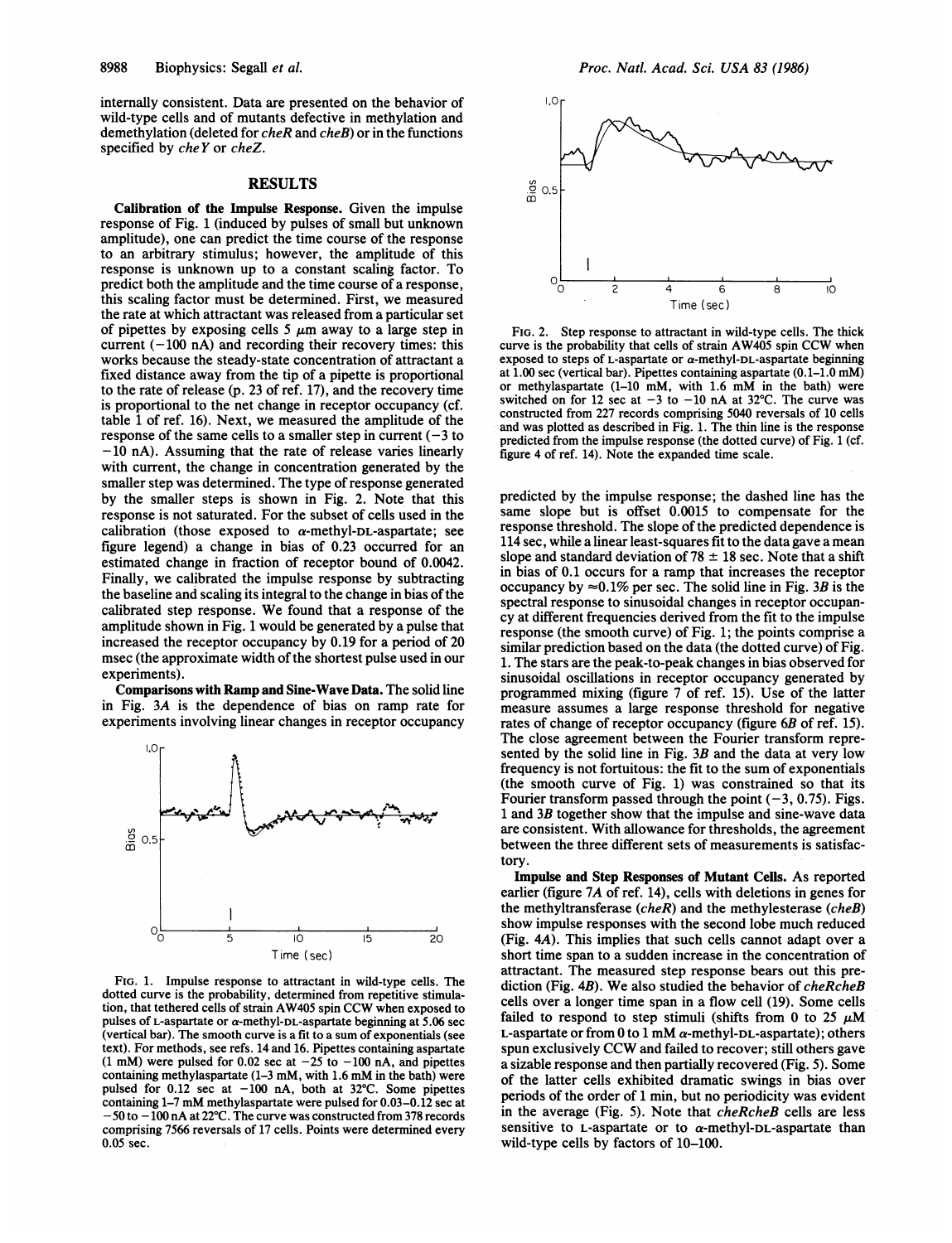internally consistent. Data are presented on the behavior of wild-type cells and of mutants defective in methylation and demethylation (deleted for *cheR* and *cheB*) or in the functions specified by *cheY* or *cheZ*.

## RESULTS

**Calibration of the Impulse Response.** Given the impulse response of Fig. 1 (induced by pulses of small but unknown amplitude), one can predict the time course of the response to an arbitrary stimulus; however, the amplitude of this response is unknown up to a constant scaling factor. To predict both the amplitude and the time course of a response, this scaling factor must be determined. First, we measured the rate at which attractant was released from a particular set of pipettes by exposing cells 5 μm away to a large step in current (−100 nA) and recording their recovery times: this works because the steady-state concentration of attractant a fixed distance away from the tip of a pipette is proportional to the rate of release (p. 23 of ref. 17), and the recovery time is proportional to the net change in receptor occupancy (cf. table 1 of ref. 16). Next, we measured the amplitude of the response of the same cells to a smaller step in current (−3 to −10 nA). Assuming that the rate of release varies linearly with current, the change in concentration generated by the smaller step was determined. The type of response generated by the smaller steps is shown in Fig. 2. Note that this response is not saturated. For the subset of cells used in the calibration (those exposed to α-methyl-DL-aspartate; see figure legend) a change in bias of 0.23 occurred for an estimated change in fraction of receptor bound of 0.0042. Finally, we calibrated the impulse response by subtracting the baseline and scaling its integral to the change in bias of the calibrated step response. We found that a response of the amplitude shown in Fig. 1 would be generated by a pulse that increased the receptor occupancy by 0.19 for a period of 20 msec (the approximate width of the shortest pulse used in our experiments).

**Comparisons with Ramp and Sine-Wave Data.** The solid line in Fig. 3*A* is the dependence of bias on ramp rate for experiments involving linear changes in receptor occupancy predicted by the impulse response; the dashed line has the same slope but is offset 0.0015 to compensate for the response threshold. The slope of the predicted dependence is 114 sec, while a linear least-squares fit to the data gave a mean slope and standard deviation of 78 ± 18 sec. Note that a shift in bias of 0.1 occurs for a ramp that increases the receptor occupancy by ≈0.1% per sec. The solid line in Fig. 3*B* is the spectral response to sinusoidal changes in receptor occupancy at different frequencies derived from the fit to the impulse response (the smooth curve) of Fig. 1; the points comprise a similar prediction based on the data (the dotted curve) of Fig. 1. The stars are the peak-to-peak changes in bias observed for sinusoidal oscillations in receptor occupancy generated by programmed mixing (figure 7 of ref. 15). Use of the latter measure assumes a large response threshold for negative rates of change of receptor occupancy (figure 6*B* of ref. 15). The close agreement between the Fourier transform represented by the solid line in Fig. 3*B* and the data at very low frequency is not fortuitous: the fit to the sum of exponentials (the smooth curve of Fig. 1) was constrained so that its Fourier transform passed through the point (−3, 0.75). Figs. 1 and 3*B* together show that the impulse and sine-wave data are consistent. With allowance for thresholds, the agreement between the three different sets of measurements is satisfactory.

FIG. 1. Impulse response to attractant in wild-type cells. The dotted curve is the probability, determined from repetitive stimulation, that tethered cells of strain AW405 spin CCW when exposed to pulses of L-aspartate or α-methyl-DL-aspartate beginning at 5.06 sec (vertical bar). The smooth curve is a fit to a sum of exponentials (see text). For methods, see refs. 14 and 16. Pipettes containing aspartate (1 mM) were pulsed for 0.02 sec at −25 to −100 nA, and pipettes containing methylaspartate (1–3 mM, with 1.6 mM in the bath) were pulsed for 0.12 sec at −100 nA, both at 32°C. Some pipettes containing 1–7 mM methylaspartate were pulsed for 0.03–0.12 sec at −50 to −100 nA at 22°C. The curve was constructed from 378 records comprising 7566 reversals of 17 cells. Points were determined every 0.05 sec.

FIG. 2. Step response to attractant in wild-type cells. The thick curve is the probability that cells of strain AW405 spin CCW when exposed to steps of L-aspartate or α-methyl-DL-aspartate beginning at 1.00 sec (vertical bar). Pipettes containing aspartate (0.1–1.0 mM) or methylaspartate (1–10 mM, with 1.6 mM in the bath) were switched on for 12 sec at −3 to −10 nA at 32°C. The curve was constructed from 227 records comprising 5040 reversals of 10 cells and was plotted as described in Fig. 1. The thin line is the response predicted from the impulse response (the dotted curve) of Fig. 1 (cf. figure 4 of ref. 14). Note the expanded time scale.

**Impulse and Step Responses of Mutant Cells.** As reported earlier (figure 7*A* of ref. 14), cells with deletions in genes for the methyltransferase (*cheR*) and the methylesterase (*cheB*) show impulse responses with the second lobe much reduced (Fig. 4*A*). This implies that such cells cannot adapt over a short time span to a sudden increase in the concentration of attractant. The measured step response bears out this prediction (Fig. 4*B*). We also studied the behavior of *cheRcheB* cells over a longer time span in a flow cell (19). Some cells failed to respond to step stimuli (shifts from 0 to 25 μM L-aspartate or from 0 to 1 mM α-methyl-DL-aspartate); others spun exclusively CCW and failed to recover; still others gave a sizable response and then partially recovered (Fig. 5). Some of the latter cells exhibited dramatic swings in bias over periods of the order of 1 min, but no periodicity was evident in the average (Fig. 5). Note that *cheRcheB* cells are less sensitive to L-aspartate or to α-methyl-DL-aspartate than wild-type cells by factors of 10–100.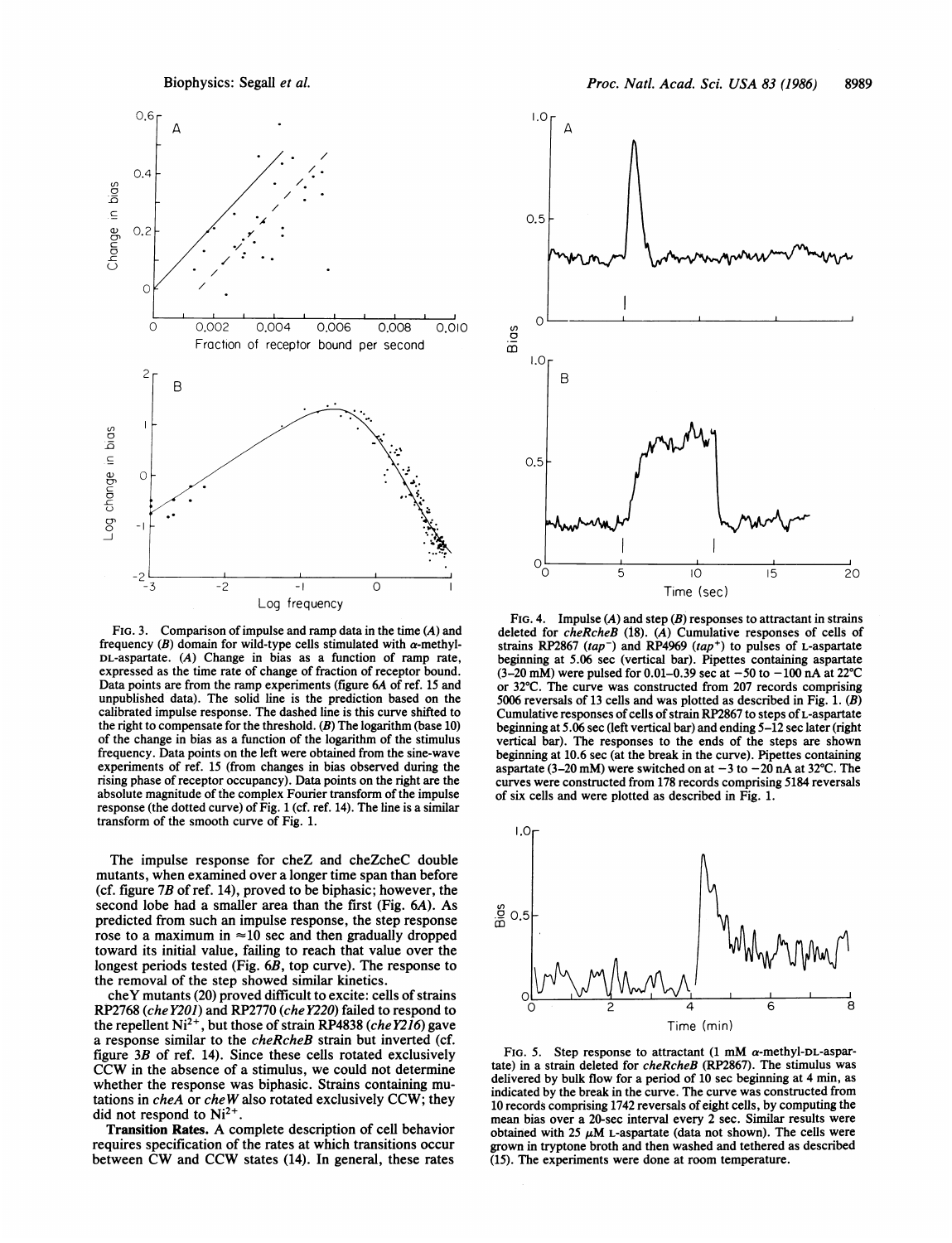FIG. 3. Comparison of impulse and ramp data in the time (*A*) and frequency (*B*) domain for wild-type cells stimulated with α-methyl-DL-aspartate. (*A*) Change in bias as a function of ramp rate, expressed as the time rate of change of fraction of receptor bound. Data points are from the ramp experiments (figure 6*A* of ref. 15 and unpublished data). The solid line is the prediction based on the calibrated impulse response. The dashed line is this curve shifted to the right to compensate for the threshold. (*B*) The logarithm (base 10) of the change in bias as a function of the logarithm of the stimulus frequency. Data points on the left were obtained from the sine-wave experiments of ref. 15 (from changes in bias observed during the rising phase of receptor occupancy). Data points on the right are the absolute magnitude of the complex Fourier transform of the impulse response (the dotted curve) of Fig. 1 (cf. ref. 14). The line is a similar transform of the smooth curve of Fig. 1.

The impulse response for cheZ and cheZcheC double mutants, when examined over a longer time span than before (cf. figure 7*B* of ref. 14), proved to be biphasic; however, the second lobe had a smaller area than the first (Fig. 6*A*). As predicted from such an impulse response, the step response rose to a maximum in ≈10 sec and then gradually dropped toward its initial value, failing to reach that value over the longest periods tested (Fig. 6*B*, top curve). The response to the removal of the step showed similar kinetics.

cheY mutants (20) proved difficult to excite: cells of strains RP2768 (*cheY201*) and RP2770 (*cheY220*) failed to respond to the repellent $Ni^{2+}$, but those of strain RP4838 (*cheY216*) gave a response similar to the *cheRcheB* strain but inverted (cf. figure 3*B* of ref. 14). Since these cells rotated exclusively CCW in the absence of a stimulus, we could not determine whether the response was biphasic. Strains containing mutations in *cheA* or *cheW* also rotated exclusively CCW; they did not respond to $Ni^{2+}$.

**Transition Rates.** A complete description of cell behavior requires specification of the rates at which transitions occur between CW and CCW states (14). In general, these rates

FIG. 4. Impulse (*A*) and step (*B*) responses to attractant in strains deleted for *cheRcheB* (18). (*A*) Cumulative responses of cells of strains RP2867 (*tap*⁻) and RP4969 (*tap*⁺) to pulses of L-aspartate beginning at 5.06 sec (vertical bar). Pipettes containing aspartate (3–20 mM) were pulsed for 0.01–0.39 sec at −50 to −100 nA at 22°C or 32°C. The curve was constructed from 207 records comprising 5006 reversals of 13 cells and was plotted as described in Fig. 1. (*B*) Cumulative responses of cells of strain RP2867 to steps of L-aspartate beginning at 5.06 sec (left vertical bar) and ending 5–12 sec later (right vertical bar). The responses to the ends of the steps are shown beginning at 10.6 sec (at the break in the curve). Pipettes containing aspartate (3–20 mM) were switched on at −3 to −20 nA at 32°C. The curves were constructed from 178 records comprising 5184 reversals of six cells and were plotted as described in Fig. 1.

FIG. 5. Step response to attractant (1 mM α-methyl-DL-aspartate) in a strain deleted for *cheRcheB* (RP2867). The stimulus was delivered by bulk flow for a period of 10 sec beginning at 4 min, as indicated by the break in the curve. The curve was constructed from 10 records comprising 1742 reversals of eight cells, by computing the mean bias over a 20-sec interval every 2 sec. Similar results were obtained with 25 μM L-aspartate (data not shown). The cells were grown in tryptone broth and then washed and tethered as described (15). The experiments were done at room temperature.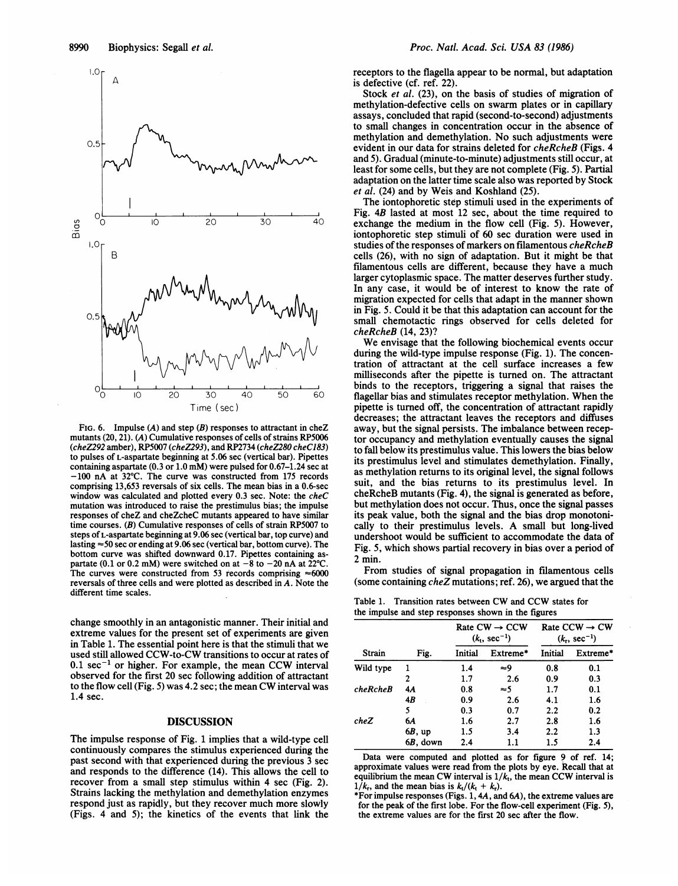FIG. 6. Impulse (*A*) and step (*B*) responses to attractant in cheZ mutants (20, 21). (*A*) Cumulative responses of cells of strains RP5006 (*cheZ292* amber), RP5007 (*cheZ293*), and RP2734 (*cheZ280 cheC183*) to pulses of L-aspartate beginning at 5.06 sec (vertical bar). Pipettes containing aspartate (0.3 or 1.0 mM) were pulsed for 0.67–1.24 sec at −100 nA at 32°C. The curve was constructed from 175 records comprising 13,653 reversals of six cells. The mean bias in a 0.6-sec window was calculated and plotted every 0.3 sec. Note: the *cheC* mutation was introduced to raise the prestimulus bias; the impulse responses of cheZ and cheZcheC mutants appeared to have similar time courses. (*B*) Cumulative responses of cells of strain RP5007 to steps of L-aspartate beginning at 9.06 sec (vertical bar, top curve) and lasting ≈50 sec or ending at 9.06 sec (vertical bar, bottom curve). The bottom curve was shifted downward 0.17. Pipettes containing aspartate (0.1 or 0.2 mM) were switched on at −8 to −20 nA at 22°C. The curves were constructed from 53 records comprising ≈6000 reversals of three cells and were plotted as described in *A*. Note the different time scales.

change smoothly in an antagonistic manner. Their initial and extreme values for the present set of experiments are given in Table 1. The essential point here is that the stimuli that we used still allowed CCW-to-CW transitions to occur at rates of 0.1 $sec^{-1}$ or higher. For example, the mean CCW interval observed for the first 20 sec following addition of attractant to the flow cell (Fig. 5) was 4.2 sec; the mean CW interval was 1.4 sec.

## DISCUSSION

The impulse response of Fig. 1 implies that a wild-type cell continuously compares the stimulus experienced during the past second with that experienced during the previous 3 sec and responds to the difference (14). This allows the cell to recover from a small step stimulus within 4 sec (Fig. 2). Strains lacking the methylation and demethylation enzymes respond just as rapidly, but they recover much more slowly (Figs. 4 and 5); the kinetics of the events that link the receptors to the flagella appear to be normal, but adaptation is defective (cf. ref. 22).

Stock *et al.* (23), on the basis of studies of migration of methylation-defective cells on swarm plates or in capillary assays, concluded that rapid (second-to-second) adjustments to small changes in concentration occur in the absence of methylation and demethylation. No such adjustments were evident in our data for strains deleted for *cheRcheB* (Figs. 4 and 5). Gradual (minute-to-minute) adjustments still occur, at least for some cells, but they are not complete (Fig. 5). Partial adaptation on the latter time scale also was reported by Stock *et al.* (24) and by Weis and Koshland (25).

The iontophoretic step stimuli used in the experiments of Fig. 4*B* lasted at most 12 sec, about the time required to exchange the medium in the flow cell (Fig. 5). However, iontophoretic step stimuli of 60 sec duration were used in studies of the responses of markers on filamentous *cheRcheB* cells (26), with no sign of adaptation. But it might be that filamentous cells are different, because they have a much larger cytoplasmic space. The matter deserves further study. In any case, it would be of interest to know the rate of migration expected for cells that adapt in the manner shown in Fig. 5. Could it be that this adaptation can account for the small chemotactic rings observed for cells deleted for *cheRcheB* (14, 23)?

We envisage that the following biochemical events occur during the wild-type impulse response (Fig. 1). The concentration of attractant at the cell surface increases a few milliseconds after the pipette is turned on. The attractant binds to the receptors, triggering a signal that raises the flagellar bias and stimulates receptor methylation. When the pipette is turned off, the concentration of attractant rapidly decreases; the attractant leaves the receptors and diffuses away, but the signal persists. The imbalance between receptor occupancy and methylation eventually causes the signal to fall below its prestimulus value. This lowers the bias below its prestimulus level and stimulates demethylation. Finally, as methylation returns to its original level, the signal follows suit, and the bias returns to its prestimulus level. In cheRcheB mutants (Fig. 4), the signal is generated as before, but methylation does not occur. Thus, once the signal passes its peak value, both the signal and the bias drop monotonically to their prestimulus levels. A small but long-lived undershoot would be sufficient to accommodate the data of Fig. 5, which shows partial recovery in bias over a period of 2 min.

From studies of signal propagation in filamentous cells (some containing *cheZ* mutations; ref. 26), we argued that the

Table 1. Transition rates between CW and CCW states for the impulse and step responses shown in the figures

| Strain | Fig. | Rate CW → CCW ($k_t$, $sec^{-1}$) | | Rate CCW → CW ($k_r$, $sec^{-1}$) | |
|---|---|---|---|---|---|
| | | Initial | Extreme* | Initial | Extreme* |
| Wild type | 1 | 1.4 | ≈9 | 0.8 | 0.1 |
| | 2 | 1.7 | 2.6 | 0.9 | 0.3 |
| *cheRcheB* | 4A | 0.8 | ≈5 | 1.7 | 0.1 |
| | 4B | 0.9 | 2.6 | 4.1 | 1.6 |
| | 5 | 0.3 | 0.7 | 2.2 | 0.2 |
| *cheZ* | 6A | 1.6 | 2.7 | 2.8 | 1.6 |
| | 6B, up | 1.5 | 3.4 | 2.2 | 1.3 |
| | 6B, down | 2.4 | 1.1 | 1.5 | 2.4 |

Data were computed and plotted as for figure 9 of ref. 14; approximate values were read from the plots by eye. Recall that at equilibrium the mean CW interval is $1/k_t$, the mean CCW interval is $1/k_r$, and the mean bias is $k_t/(k_t + k_r)$.

*For impulse responses (Figs. 1, 4A, and 6A), the extreme values are for the peak of the first lobe. For the flow-cell experiment (Fig. 5), the extreme values are for the first 20 sec after the flow.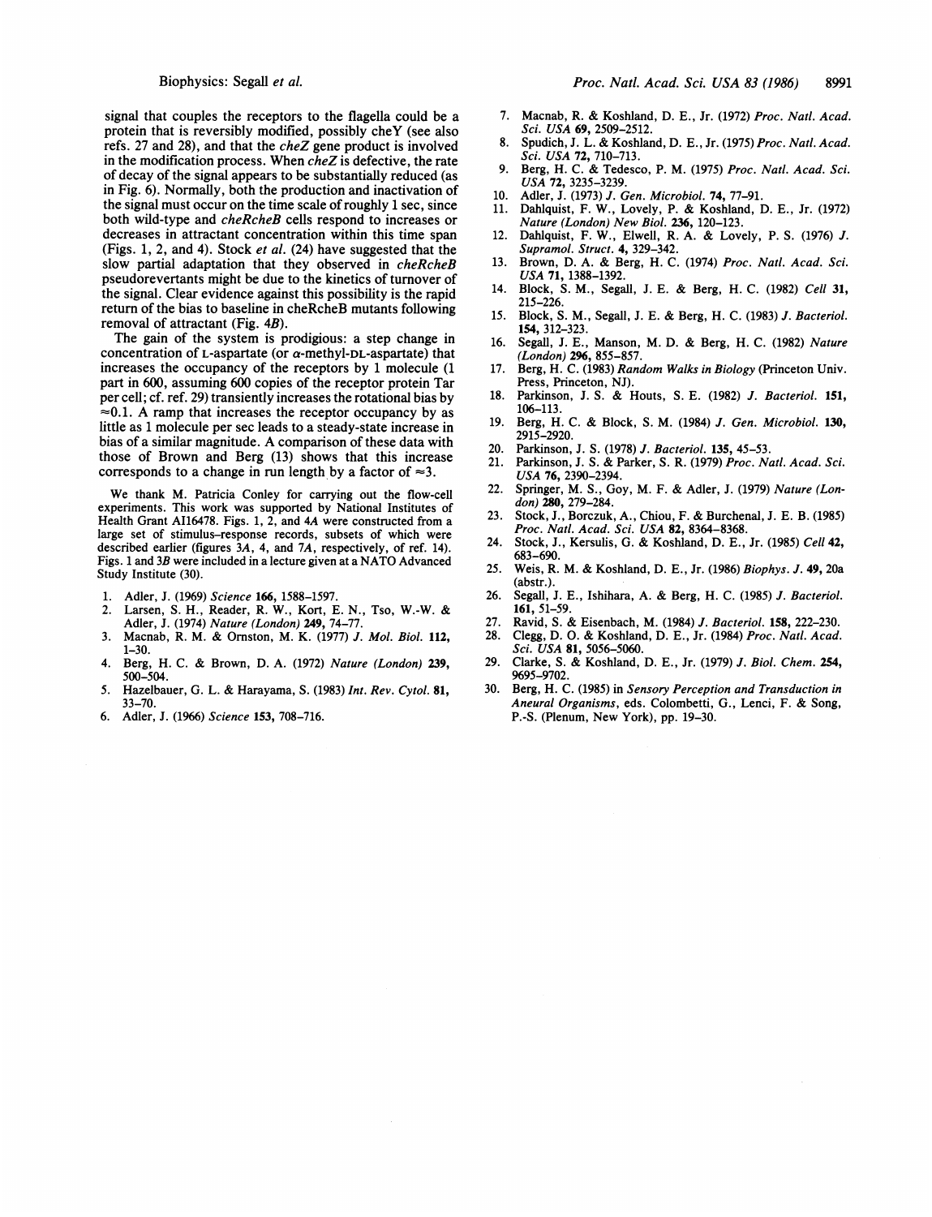signal that couples the receptors to the flagella could be a protein that is reversibly modified, possibly cheY (see also refs. 27 and 28), and that the *cheZ* gene product is involved in the modification process. When *cheZ* is defective, the rate of decay of the signal appears to be substantially reduced (as in Fig. 6). Normally, both the production and inactivation of the signal must occur on the time scale of roughly 1 sec, since both wild-type and *cheRcheB* cells respond to increases or decreases in attractant concentration within this time span (Figs. 1, 2, and 4). Stock *et al.* (24) have suggested that the slow partial adaptation that they observed in *cheRcheB* pseudorevertants might be due to the kinetics of turnover of the signal. Clear evidence against this possibility is the rapid return of the bias to baseline in cheRcheB mutants following removal of attractant (Fig. 4*B*).

The gain of the system is prodigious: a step change in concentration of L-aspartate (or α-methyl-DL-aspartate) that increases the occupancy of the receptors by 1 molecule (1 part in 600, assuming 600 copies of the receptor protein Tar per cell; cf. ref. 29) transiently increases the rotational bias by ≈0.1. A ramp that increases the receptor occupancy by as little as 1 molecule per sec leads to a steady-state increase in bias of a similar magnitude. A comparison of these data with those of Brown and Berg (13) shows that this increase corresponds to a change in run length by a factor of ≈3.

We thank M. Patricia Conley for carrying out the flow-cell experiments. This work was supported by National Institutes of Health Grant AI16478. Figs. 1, 2, and 4*A* were constructed from a large set of stimulus–response records, subsets of which were described earlier (figures 3*A*, 4, and 7*A*, respectively, of ref. 14). Figs. 1 and 3*B* were included in a lecture given at a NATO Advanced Study Institute (30).

1. Adler, J. (1969) *Science* **166**, 1588–1597.
2. Larsen, S. H., Reader, R. W., Kort, E. N., Tso, W.-W. & Adler, J. (1974) *Nature (London)* **249**, 74–77.
3. Macnab, R. M. & Ornston, M. K. (1977) *J. Mol. Biol.* **112**, 1–30.
4. Berg, H. C. & Brown, D. A. (1972) *Nature (London)* **239**, 500–504.
5. Hazelbauer, G. L. & Harayama, S. (1983) *Int. Rev. Cytol.* **81**, 33–70.
6. Adler, J. (1966) *Science* **153**, 708–716.
7. Macnab, R. & Koshland, D. E., Jr. (1972) *Proc. Natl. Acad. Sci. USA* **69**, 2509–2512.
8. Spudich, J. L. & Koshland, D. E., Jr. (1975) *Proc. Natl. Acad. Sci. USA* **72**, 710–713.
9. Berg, H. C. & Tedesco, P. M. (1975) *Proc. Natl. Acad. Sci. USA* **72**, 3235–3239.
10. Adler, J. (1973) *J. Gen. Microbiol.* **74**, 77–91.
11. Dahlquist, F. W., Lovely, P. & Koshland, D. E., Jr. (1972) *Nature (London) New Biol.* **236**, 120–123.
12. Dahlquist, F. W., Elwell, R. A. & Lovely, P. S. (1976) *J. Supramol. Struct.* **4**, 329–342.
13. Brown, D. A. & Berg, H. C. (1974) *Proc. Natl. Acad. Sci. USA* **71**, 1388–1392.
14. Block, S. M., Segall, J. E. & Berg, H. C. (1982) *Cell* **31**, 215–226.
15. Block, S. M., Segall, J. E. & Berg, H. C. (1983) *J. Bacteriol.* **154**, 312–323.
16. Segall, J. E., Manson, M. D. & Berg, H. C. (1982) *Nature (London)* **296**, 855–857.
17. Berg, H. C. (1983) *Random Walks in Biology* (Princeton Univ. Press, Princeton, NJ).
18. Parkinson, J. S. & Houts, S. E. (1982) *J. Bacteriol.* **151**, 106–113.
19. Berg, H. C. & Block, S. M. (1984) *J. Gen. Microbiol.* **130**, 2915–2920.
20. Parkinson, J. S. (1978) *J. Bacteriol.* **135**, 45–53.
21. Parkinson, J. S. & Parker, S. R. (1979) *Proc. Natl. Acad. Sci. USA* **76**, 2390–2394.
22. Springer, M. S., Goy, M. F. & Adler, J. (1979) *Nature (London)* **280**, 279–284.
23. Stock, J., Borczuk, A., Chiou, F. & Burchenal, J. E. B. (1985) *Proc. Natl. Acad. Sci. USA* **82**, 8364–8368.
24. Stock, J., Kersulis, G. & Koshland, D. E., Jr. (1985) *Cell* **42**, 683–690.
25. Weis, R. M. & Koshland, D. E., Jr. (1986) *Biophys. J.* **49**, 20a (abstr.).
26. Segall, J. E., Ishihara, A. & Berg, H. C. (1985) *J. Bacteriol.* **161**, 51–59.
27. Ravid, S. & Eisenbach, M. (1984) *J. Bacteriol.* **158**, 222–230.
28. Clegg, D. O. & Koshland, D. E., Jr. (1984) *Proc. Natl. Acad. Sci. USA* **81**, 5056–5060.
29. Clarke, S. & Koshland, D. E., Jr. (1979) *J. Biol. Chem.* **254**, 9695–9702.
30. Berg, H. C. (1985) in *Sensory Perception and Transduction in Aneural Organisms*, eds. Colombetti, G., Lenci, F. & Song, P.-S. (Plenum, New York), pp. 19–30.